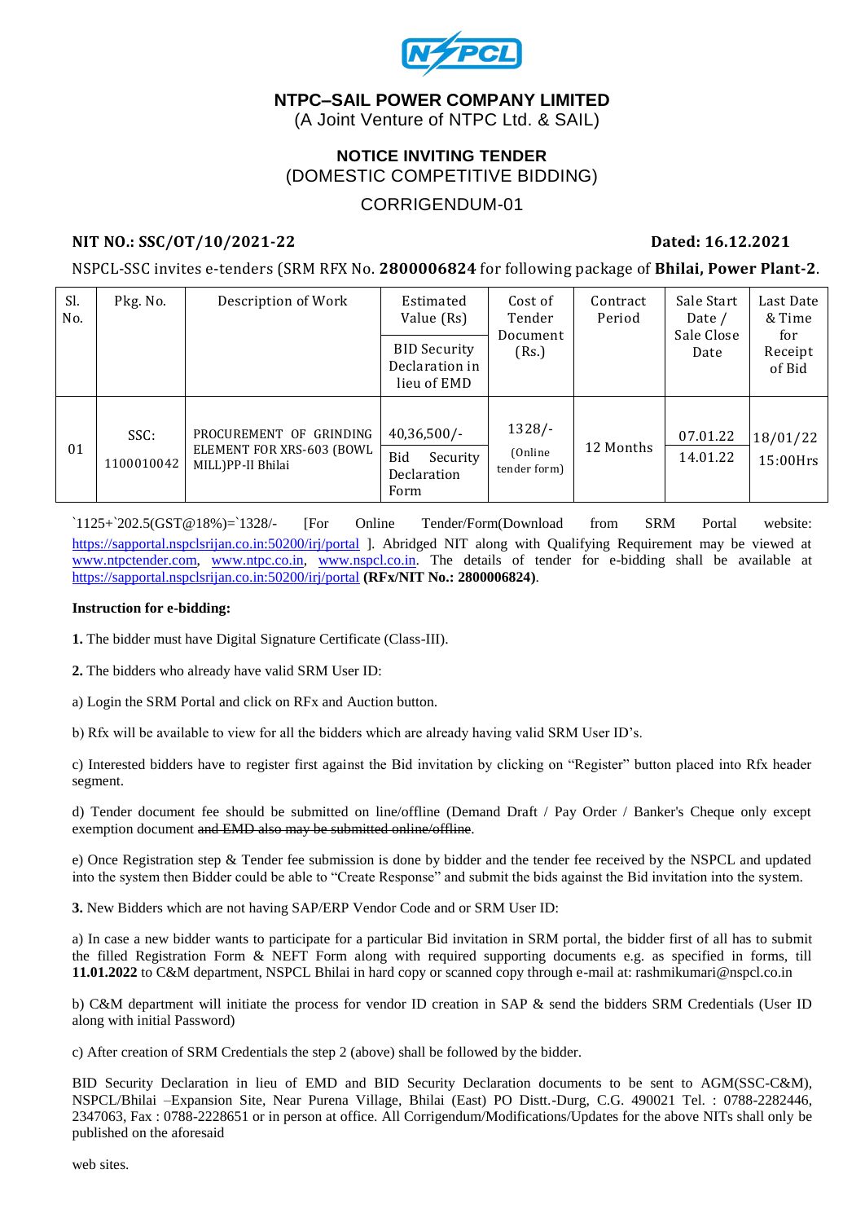# NTPC–SAIL POWER COMPANY LIMITED

(A Joint Venture of NTPC Ltd. & SAIL)

## NOTICE INVITING TENDER

(DOMESTIC COMPETITIVE BIDDING)

CORRIGENDUM-01

**NIT NO.: SSC/OT/10/2021-22** **Dated: 16.12.2021**

NSPCL-SSC invites e-tenders (SRM RFX No. **2800006824** for following package of **Bhilai, Power Plant-2**.

| Sl. No. | Pkg. No. | Description of Work | Estimated Value (Rs) / BID Security Declaration in lieu of EMD | Cost of Tender Document (Rs.) | Contract Period | Sale Start Date / Sale Close Date | Last Date & Time for Receipt of Bid |
|---|---|---|---|---|---|---|---|
| 01 | SSC: 1100010042 | PROCUREMENT OF GRINDING ELEMENT FOR XRS-603 (BOWL MILL)PP-II Bhilai | 40,36,500/- <br> Bid Security Declaration Form | 1328/- (Online tender form) | 12 Months | 07.01.22 <br> 14.01.22 | 18/01/22 15:00Hrs |

`1125+`202.5(GST@18%)=`1328/- [For Online Tender/Form(Download from SRM Portal website: https://sapportal.nspclsrijan.co.in:50200/irj/portal ]. Abridged NIT along with Qualifying Requirement may be viewed at www.ntpctender.com, www.ntpc.co.in, www.nspcl.co.in. The details of tender for e-bidding shall be available at https://sapportal.nspclsrijan.co.in:50200/irj/portal **(RFx/NIT No.: 2800006824)**.

**Instruction for e-bidding:**

**1.** The bidder must have Digital Signature Certificate (Class-III).

**2.** The bidders who already have valid SRM User ID:

a) Login the SRM Portal and click on RFx and Auction button.

b) Rfx will be available to view for all the bidders which are already having valid SRM User ID's.

c) Interested bidders have to register first against the Bid invitation by clicking on "Register" button placed into Rfx header segment.

d) Tender document fee should be submitted on line/offline (Demand Draft / Pay Order / Banker's Cheque only except exemption document ~~and EMD also may be submitted online/offline~~.

e) Once Registration step & Tender fee submission is done by bidder and the tender fee received by the NSPCL and updated into the system then Bidder could be able to "Create Response" and submit the bids against the Bid invitation into the system.

**3.** New Bidders which are not having SAP/ERP Vendor Code and or SRM User ID:

a) In case a new bidder wants to participate for a particular Bid invitation in SRM portal, the bidder first of all has to submit the filled Registration Form & NEFT Form along with required supporting documents e.g. as specified in forms, till **11.01.2022** to C&M department, NSPCL Bhilai in hard copy or scanned copy through e-mail at: rashmikumari@nspcl.co.in

b) C&M department will initiate the process for vendor ID creation in SAP & send the bidders SRM Credentials (User ID along with initial Password)

c) After creation of SRM Credentials the step 2 (above) shall be followed by the bidder.

BID Security Declaration in lieu of EMD and BID Security Declaration documents to be sent to AGM(SSC-C&M), NSPCL/Bhilai –Expansion Site, Near Purena Village, Bhilai (East) PO Distt.-Durg, C.G. 490021 Tel. : 0788-2282446, 2347063, Fax : 0788-2228651 or in person at office. All Corrigendum/Modifications/Updates for the above NITs shall only be published on the aforesaid

web sites.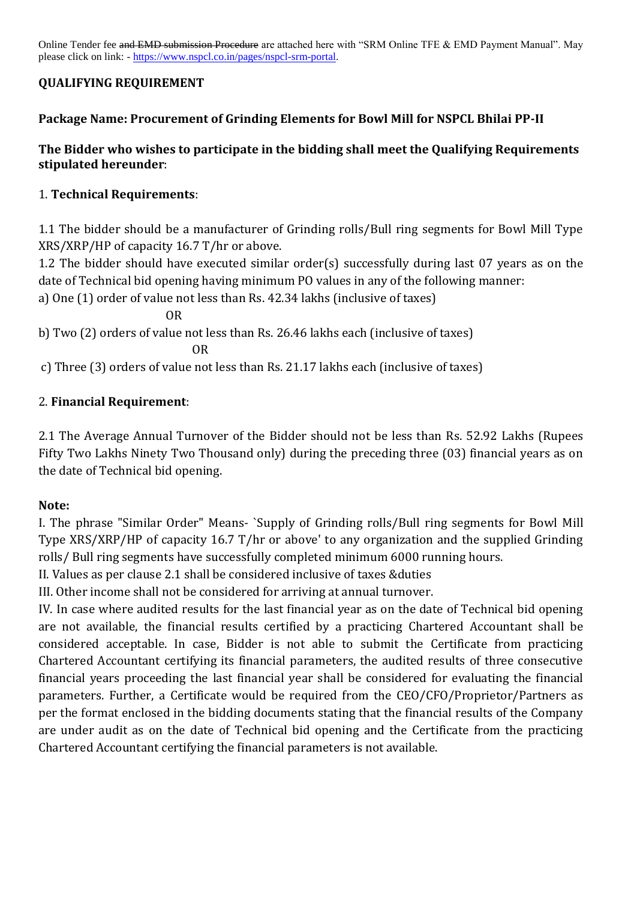Online Tender fee ~~and EMD submission Procedure~~ are attached here with "SRM Online TFE & EMD Payment Manual". May please click on link: - [https://www.nspcl.co.in/pages/nspcl-srm-portal](https://www.nspcl.co.in/pages/nspcl-srm-portal).

**QUALIFYING REQUIREMENT**

**Package Name: Procurement of Grinding Elements for Bowl Mill for NSPCL Bhilai PP-II**

**The Bidder who wishes to participate in the bidding shall meet the Qualifying Requirements stipulated hereunder**:

1. **Technical Requirements**:

1.1 The bidder should be a manufacturer of Grinding rolls/Bull ring segments for Bowl Mill Type XRS/XRP/HP of capacity 16.7 T/hr or above.

1.2 The bidder should have executed similar order(s) successfully during last 07 years as on the date of Technical bid opening having minimum PO values in any of the following manner:

a) One (1) order of value not less than Rs. 42.34 lakhs (inclusive of taxes)

OR

b) Two (2) orders of value not less than Rs. 26.46 lakhs each (inclusive of taxes)

OR

c) Three (3) orders of value not less than Rs. 21.17 lakhs each (inclusive of taxes)

2. **Financial Requirement**:

2.1 The Average Annual Turnover of the Bidder should not be less than Rs. 52.92 Lakhs (Rupees Fifty Two Lakhs Ninety Two Thousand only) during the preceding three (03) financial years as on the date of Technical bid opening.

**Note:**

I. The phrase "Similar Order" Means- `Supply of Grinding rolls/Bull ring segments for Bowl Mill Type XRS/XRP/HP of capacity 16.7 T/hr or above' to any organization and the supplied Grinding rolls/ Bull ring segments have successfully completed minimum 6000 running hours.

II. Values as per clause 2.1 shall be considered inclusive of taxes &duties

III. Other income shall not be considered for arriving at annual turnover.

IV. In case where audited results for the last financial year as on the date of Technical bid opening are not available, the financial results certified by a practicing Chartered Accountant shall be considered acceptable. In case, Bidder is not able to submit the Certificate from practicing Chartered Accountant certifying its financial parameters, the audited results of three consecutive financial years proceeding the last financial year shall be considered for evaluating the financial parameters. Further, a Certificate would be required from the CEO/CFO/Proprietor/Partners as per the format enclosed in the bidding documents stating that the financial results of the Company are under audit as on the date of Technical bid opening and the Certificate from the practicing Chartered Accountant certifying the financial parameters is not available.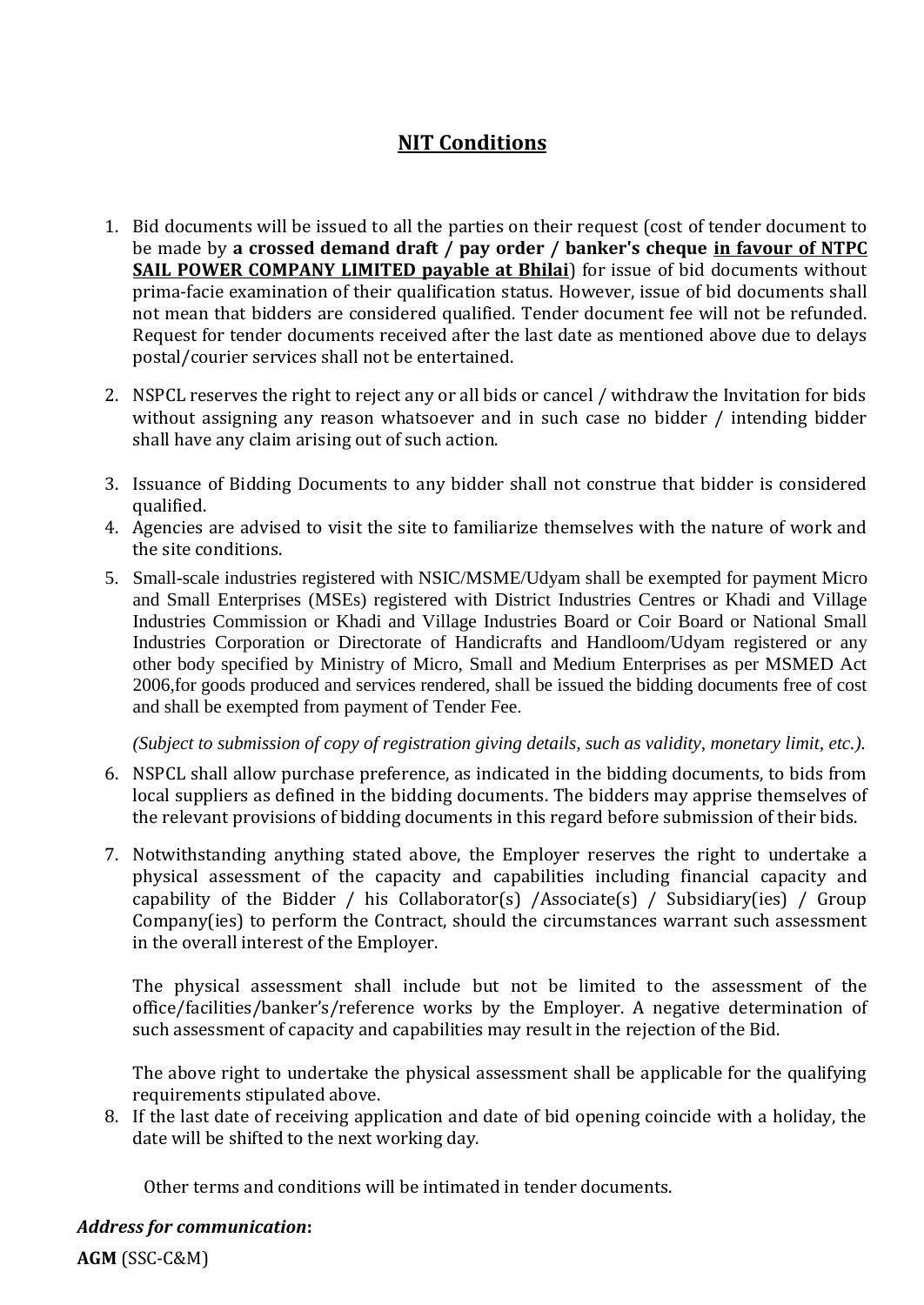## NIT Conditions

1. Bid documents will be issued to all the parties on their request (cost of tender document to be made by **a crossed demand draft / pay order / banker's cheque <u>in favour of NTPC SAIL POWER COMPANY LIMITED payable at Bhilai</u>**) for issue of bid documents without prima-facie examination of their qualification status. However, issue of bid documents shall not mean that bidders are considered qualified. Tender document fee will not be refunded. Request for tender documents received after the last date as mentioned above due to delays postal/courier services shall not be entertained.

2. NSPCL reserves the right to reject any or all bids or cancel / withdraw the Invitation for bids without assigning any reason whatsoever and in such case no bidder / intending bidder shall have any claim arising out of such action.

3. Issuance of Bidding Documents to any bidder shall not construe that bidder is considered qualified.
4. Agencies are advised to visit the site to familiarize themselves with the nature of work and the site conditions.
5. Small-scale industries registered with NSIC/MSME/Udyam shall be exempted for payment Micro and Small Enterprises (MSEs) registered with District Industries Centres or Khadi and Village Industries Commission or Khadi and Village Industries Board or Coir Board or National Small Industries Corporation or Directorate of Handicrafts and Handloom/Udyam registered or any other body specified by Ministry of Micro, Small and Medium Enterprises as per MSMED Act 2006,for goods produced and services rendered, shall be issued the bidding documents free of cost and shall be exempted from payment of Tender Fee.

   *(Subject to submission of copy of registration giving details, such as validity, monetary limit, etc.).*

6. NSPCL shall allow purchase preference, as indicated in the bidding documents, to bids from local suppliers as defined in the bidding documents. The bidders may apprise themselves of the relevant provisions of bidding documents in this regard before submission of their bids.

7. Notwithstanding anything stated above, the Employer reserves the right to undertake a physical assessment of the capacity and capabilities including financial capacity and capability of the Bidder / his Collaborator(s) /Associate(s) / Subsidiary(ies) / Group Company(ies) to perform the Contract, should the circumstances warrant such assessment in the overall interest of the Employer.

   The physical assessment shall include but not be limited to the assessment of the office/facilities/banker's/reference works by the Employer. A negative determination of such assessment of capacity and capabilities may result in the rejection of the Bid.

   The above right to undertake the physical assessment shall be applicable for the qualifying requirements stipulated above.
8. If the last date of receiving application and date of bid opening coincide with a holiday, the date will be shifted to the next working day.

Other terms and conditions will be intimated in tender documents.

***Address for communication*:**

**AGM** (SSC-C&M)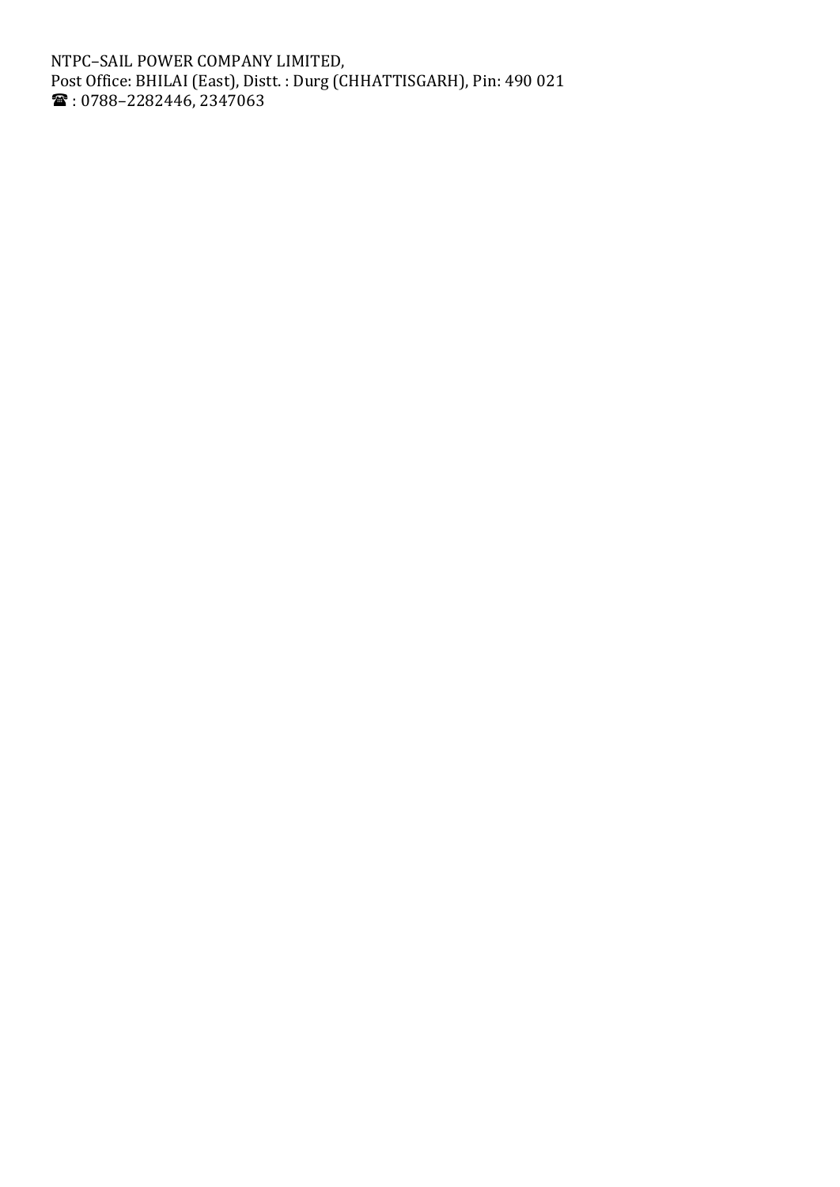NTPC–SAIL POWER COMPANY LIMITED,
Post Office: BHILAI (East), Distt. : Durg (CHHATTISGARH), Pin: 490 021
☎ : 0788–2282446, 2347063